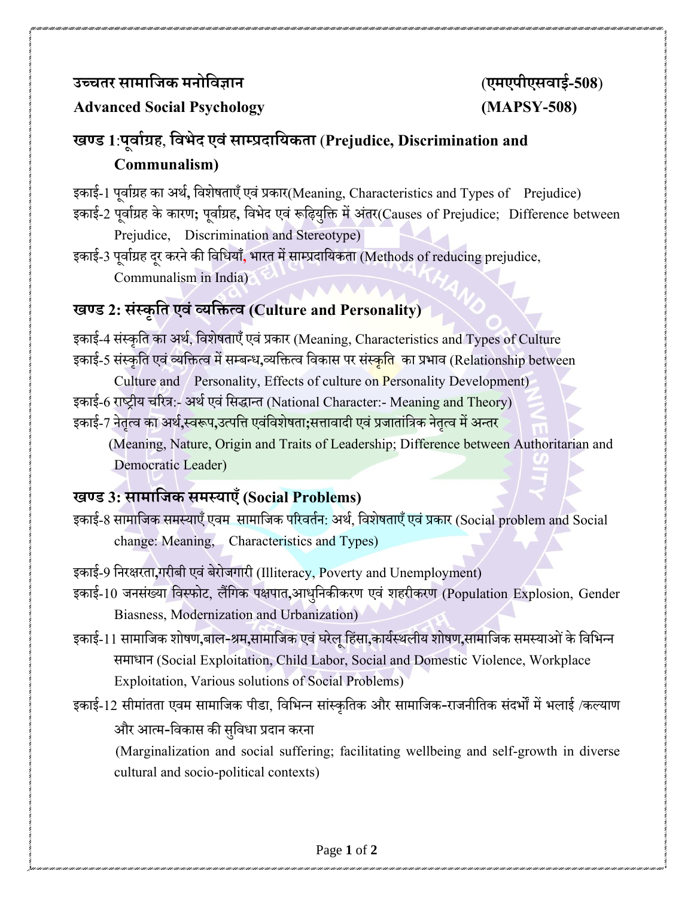**उच्चतर सामाजिक मनोविज्ञान** **(एमएपीएसवाई-508)**

**Advanced Social Psychology** **(MAPSY-508)**

## खण्ड 1:पूर्वाग्रह, विभेद एवं साम्प्रदायिकता (Prejudice, Discrimination and Communalism)

इकाई-1 पूर्वाग्रह का अर्थ, विशेषताएँ एवं प्रकार(Meaning, Characteristics and Types of Prejudice)

इकाई-2 पूर्वाग्रह के कारण; पूर्वाग्रह, विभेद एवं रूढ़ियुक्ति में अंतर(Causes of Prejudice; Difference between Prejudice, Discrimination and Stereotype)

इकाई-3 पूर्वाग्रह दूर करने की विधियाँ, भारत में साम्प्रदायिकता (Methods of reducing prejudice, Communalism in India)

## खण्ड 2: संस्कृति एवं व्यक्तित्व (Culture and Personality)

इकाई-4 संस्कृति का अर्थ, विशेषताएँ एवं प्रकार (Meaning, Characteristics and Types of Culture

इकाई-5 संस्कृति एवं व्यक्तित्व में सम्बन्ध,व्यक्तित्व विकास पर संस्कृति का प्रभाव (Relationship between Culture and Personality, Effects of culture on Personality Development)

इकाई-6 राष्ट्रीय चरित्र:- अर्थ एवं सिद्धान्त (National Character:- Meaning and Theory)

इकाई-7 नेतृत्व का अर्थ,स्वरूप,उत्पत्ति एवंविशेषता;सत्तावादी एवं प्रजातांत्रिक नेतृत्व में अन्तर (Meaning, Nature, Origin and Traits of Leadership; Difference between Authoritarian and Democratic Leader)

## खण्ड 3: सामाजिक समस्याएँ (Social Problems)

इकाई-8 सामाजिक समस्याएँ एवम सामाजिक परिवर्तन: अर्थ, विशेषताएँ एवं प्रकार (Social problem and Social change: Meaning, Characteristics and Types)

इकाई-9 निरक्षरता,गरीबी एवं बेरोजगारी (Illiteracy, Poverty and Unemployment)

इकाई-10 जनसंख्या विस्फोट, लैंगिक पक्षपात,आधुनिकीकरण एवं शहरीकरण (Population Explosion, Gender Biasness, Modernization and Urbanization)

इकाई-11 सामाजिक शोषण,बाल-श्रम,सामाजिक एवं घरेलू हिंसा,कार्यस्थलीय शोषण,सामाजिक समस्याओं के विभिन्न समाधान (Social Exploitation, Child Labor, Social and Domestic Violence, Workplace Exploitation, Various solutions of Social Problems)

इकाई-12 सीमांतता एवम सामाजिक पीडा, विभिन्न सांस्कृतिक और सामाजिक-राजनीतिक संदर्भों में भलाई /कल्याण और आत्म-विकास की सुविधा प्रदान करना

(Marginalization and social suffering; facilitating wellbeing and self-growth in diverse cultural and socio-political contexts)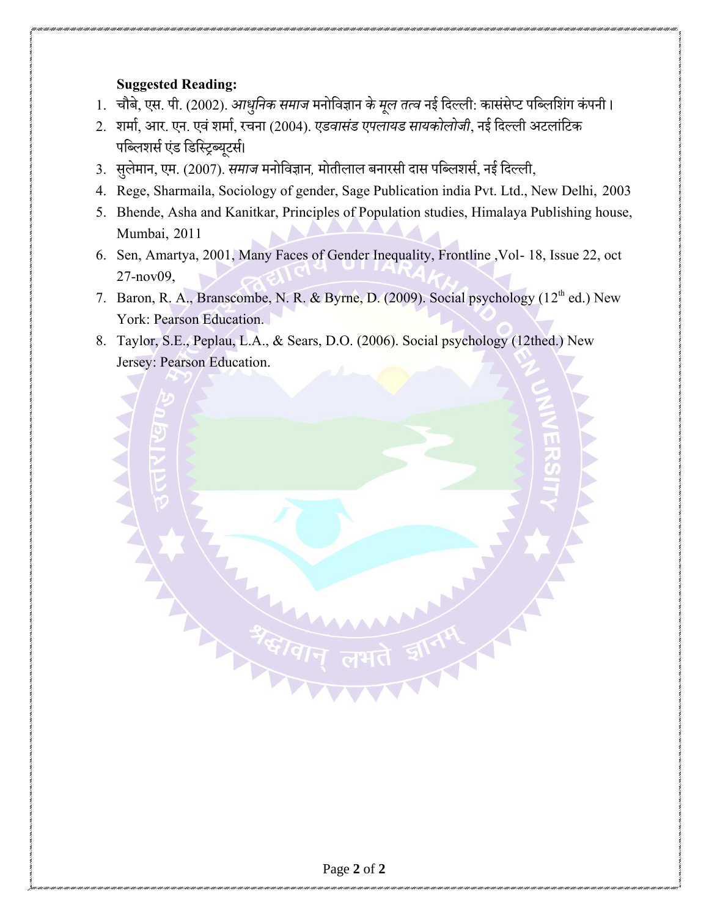**Suggested Reading:**

1. चौबे, एस. पी. (2002). *आधुनिक समाज* मनोविज्ञान *के मूल तत्व* नई दिल्ली: कासंसेप्ट पब्लिशिंग कंपनी।
2. शर्मा, आर. एन. एवं शर्मा, रचना (2004). *एडवासंड एपलायड सायकोलोजी*, नई दिल्ली अटलांटिक पब्लिशर्स एंड डिस्ट्रिब्यूटर्स।
3. सुलेमान, एम. (2007). *समाज* मनोविज्ञान*,* मोतीलाल बनारसी दास पब्लिशर्स, नई दिल्ली,
4. Rege, Sharmaila, Sociology of gender, Sage Publication india Pvt. Ltd., New Delhi, 2003
5. Bhende, Asha and Kanitkar, Principles of Population studies, Himalaya Publishing house, Mumbai, 2011
6. Sen, Amartya, 2001, Many Faces of Gender Inequality, Frontline ,Vol- 18, Issue 22, oct 27-nov09,
7. Baron, R. A., Branscombe, N. R. & Byrne, D. (2009). Social psychology (12th ed.) New York: Pearson Education.
8. Taylor, S.E., Peplau, L.A., & Sears, D.O. (2006). Social psychology (12thed.) New Jersey: Pearson Education.